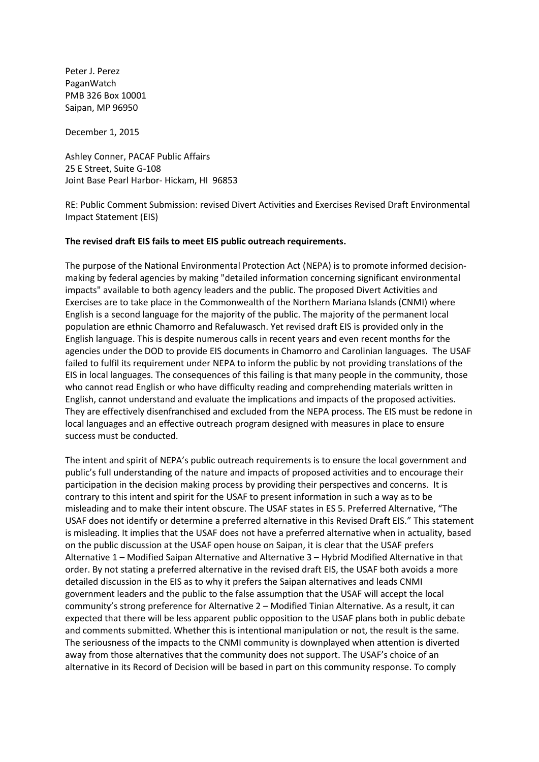Peter J. Perez
PaganWatch
PMB 326 Box 10001
Saipan, MP 96950

December 1, 2015

Ashley Conner, PACAF Public Affairs
25 E Street, Suite G-108
Joint Base Pearl Harbor- Hickam, HI 96853

RE: Public Comment Submission: revised Divert Activities and Exercises Revised Draft Environmental Impact Statement (EIS)

**The revised draft EIS fails to meet EIS public outreach requirements.**

The purpose of the National Environmental Protection Act (NEPA) is to promote informed decision-making by federal agencies by making "detailed information concerning significant environmental impacts" available to both agency leaders and the public. The proposed Divert Activities and Exercises are to take place in the Commonwealth of the Northern Mariana Islands (CNMI) where English is a second language for the majority of the public. The majority of the permanent local population are ethnic Chamorro and Refaluwasch. Yet revised draft EIS is provided only in the English language. This is despite numerous calls in recent years and even recent months for the agencies under the DOD to provide EIS documents in Chamorro and Carolinian languages. The USAF failed to fulfil its requirement under NEPA to inform the public by not providing translations of the EIS in local languages. The consequences of this failing is that many people in the community, those who cannot read English or who have difficulty reading and comprehending materials written in English, cannot understand and evaluate the implications and impacts of the proposed activities. They are effectively disenfranchised and excluded from the NEPA process. The EIS must be redone in local languages and an effective outreach program designed with measures in place to ensure success must be conducted.

The intent and spirit of NEPA's public outreach requirements is to ensure the local government and public's full understanding of the nature and impacts of proposed activities and to encourage their participation in the decision making process by providing their perspectives and concerns. It is contrary to this intent and spirit for the USAF to present information in such a way as to be misleading and to make their intent obscure. The USAF states in ES 5. Preferred Alternative, "The USAF does not identify or determine a preferred alternative in this Revised Draft EIS." This statement is misleading. It implies that the USAF does not have a preferred alternative when in actuality, based on the public discussion at the USAF open house on Saipan, it is clear that the USAF prefers Alternative 1 – Modified Saipan Alternative and Alternative 3 – Hybrid Modified Alternative in that order. By not stating a preferred alternative in the revised draft EIS, the USAF both avoids a more detailed discussion in the EIS as to why it prefers the Saipan alternatives and leads CNMI government leaders and the public to the false assumption that the USAF will accept the local community's strong preference for Alternative 2 – Modified Tinian Alternative. As a result, it can expected that there will be less apparent public opposition to the USAF plans both in public debate and comments submitted. Whether this is intentional manipulation or not, the result is the same. The seriousness of the impacts to the CNMI community is downplayed when attention is diverted away from those alternatives that the community does not support. The USAF's choice of an alternative in its Record of Decision will be based in part on this community response. To comply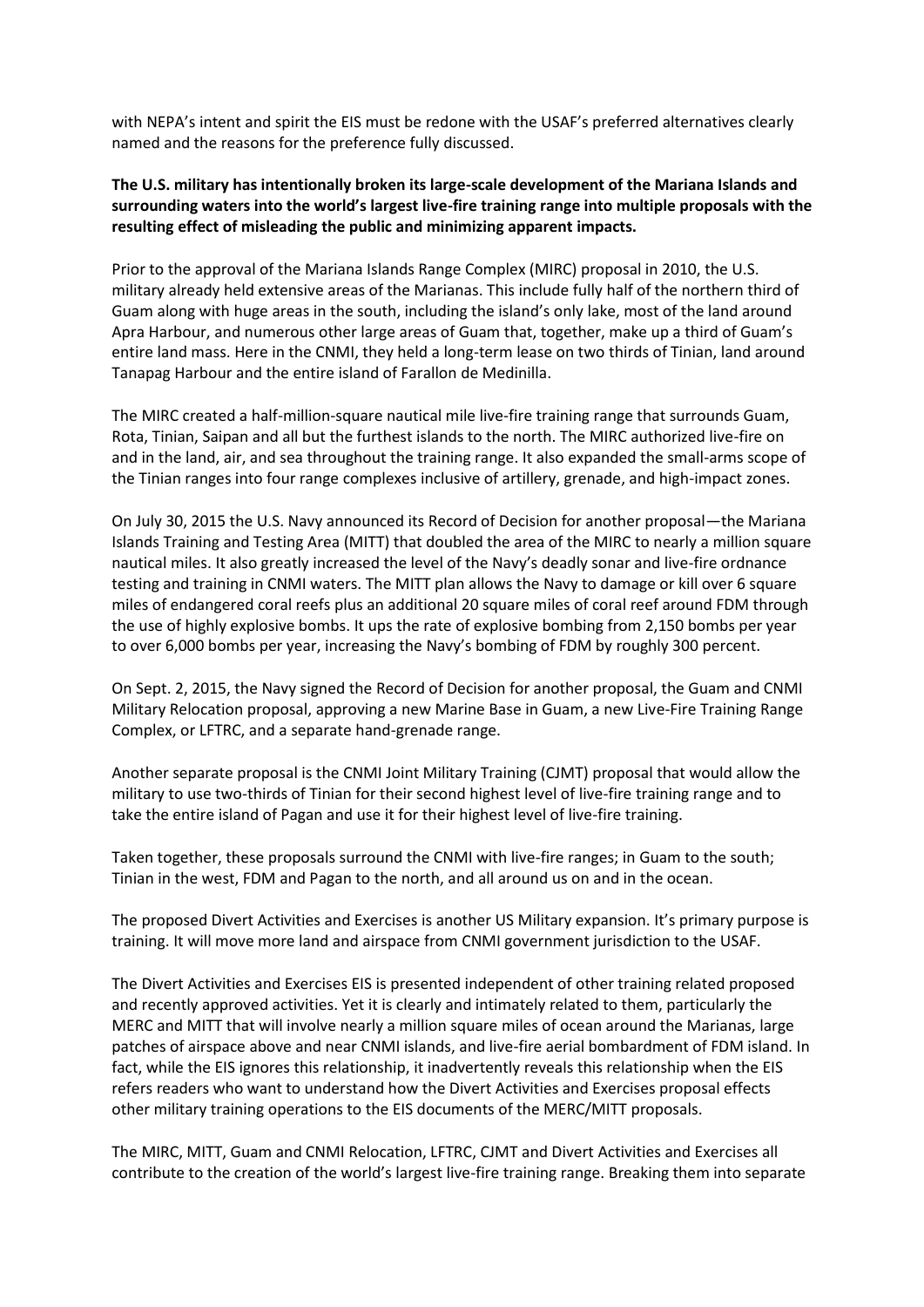with NEPA's intent and spirit the EIS must be redone with the USAF's preferred alternatives clearly named and the reasons for the preference fully discussed.

**The U.S. military has intentionally broken its large-scale development of the Mariana Islands and surrounding waters into the world's largest live-fire training range into multiple proposals with the resulting effect of misleading the public and minimizing apparent impacts.**

Prior to the approval of the Mariana Islands Range Complex (MIRC) proposal in 2010, the U.S. military already held extensive areas of the Marianas. This include fully half of the northern third of Guam along with huge areas in the south, including the island's only lake, most of the land around Apra Harbour, and numerous other large areas of Guam that, together, make up a third of Guam's entire land mass. Here in the CNMI, they held a long-term lease on two thirds of Tinian, land around Tanapag Harbour and the entire island of Farallon de Medinilla.

The MIRC created a half-million-square nautical mile live-fire training range that surrounds Guam, Rota, Tinian, Saipan and all but the furthest islands to the north. The MIRC authorized live-fire on and in the land, air, and sea throughout the training range. It also expanded the small-arms scope of the Tinian ranges into four range complexes inclusive of artillery, grenade, and high-impact zones.

On July 30, 2015 the U.S. Navy announced its Record of Decision for another proposal—the Mariana Islands Training and Testing Area (MITT) that doubled the area of the MIRC to nearly a million square nautical miles. It also greatly increased the level of the Navy's deadly sonar and live-fire ordnance testing and training in CNMI waters. The MITT plan allows the Navy to damage or kill over 6 square miles of endangered coral reefs plus an additional 20 square miles of coral reef around FDM through the use of highly explosive bombs. It ups the rate of explosive bombing from 2,150 bombs per year to over 6,000 bombs per year, increasing the Navy's bombing of FDM by roughly 300 percent.

On Sept. 2, 2015, the Navy signed the Record of Decision for another proposal, the Guam and CNMI Military Relocation proposal, approving a new Marine Base in Guam, a new Live-Fire Training Range Complex, or LFTRC, and a separate hand-grenade range.

Another separate proposal is the CNMI Joint Military Training (CJMT) proposal that would allow the military to use two-thirds of Tinian for their second highest level of live-fire training range and to take the entire island of Pagan and use it for their highest level of live-fire training.

Taken together, these proposals surround the CNMI with live-fire ranges; in Guam to the south; Tinian in the west, FDM and Pagan to the north, and all around us on and in the ocean.

The proposed Divert Activities and Exercises is another US Military expansion. It's primary purpose is training. It will move more land and airspace from CNMI government jurisdiction to the USAF.

The Divert Activities and Exercises EIS is presented independent of other training related proposed and recently approved activities. Yet it is clearly and intimately related to them, particularly the MERC and MITT that will involve nearly a million square miles of ocean around the Marianas, large patches of airspace above and near CNMI islands, and live-fire aerial bombardment of FDM island. In fact, while the EIS ignores this relationship, it inadvertently reveals this relationship when the EIS refers readers who want to understand how the Divert Activities and Exercises proposal effects other military training operations to the EIS documents of the MERC/MITT proposals.

The MIRC, MITT, Guam and CNMI Relocation, LFTRC, CJMT and Divert Activities and Exercises all contribute to the creation of the world's largest live-fire training range. Breaking them into separate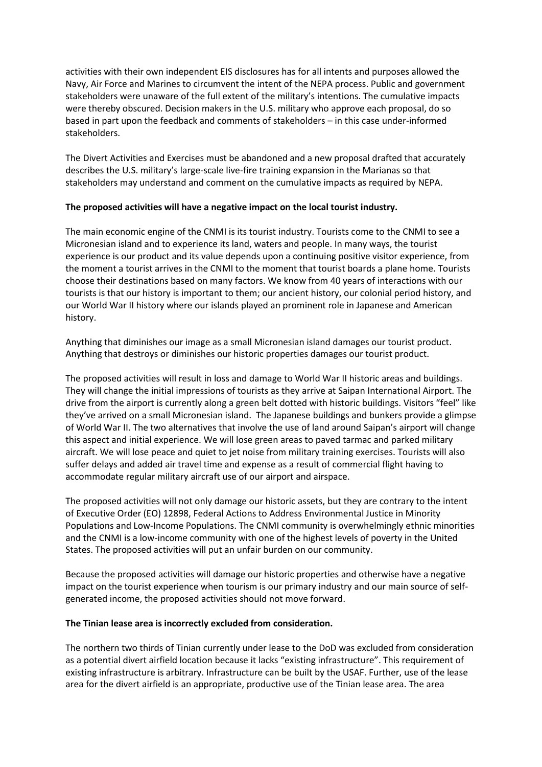activities with their own independent EIS disclosures has for all intents and purposes allowed the Navy, Air Force and Marines to circumvent the intent of the NEPA process. Public and government stakeholders were unaware of the full extent of the military's intentions. The cumulative impacts were thereby obscured. Decision makers in the U.S. military who approve each proposal, do so based in part upon the feedback and comments of stakeholders – in this case under-informed stakeholders.

The Divert Activities and Exercises must be abandoned and a new proposal drafted that accurately describes the U.S. military's large-scale live-fire training expansion in the Marianas so that stakeholders may understand and comment on the cumulative impacts as required by NEPA.

**The proposed activities will have a negative impact on the local tourist industry.**

The main economic engine of the CNMI is its tourist industry. Tourists come to the CNMI to see a Micronesian island and to experience its land, waters and people. In many ways, the tourist experience is our product and its value depends upon a continuing positive visitor experience, from the moment a tourist arrives in the CNMI to the moment that tourist boards a plane home. Tourists choose their destinations based on many factors. We know from 40 years of interactions with our tourists is that our history is important to them; our ancient history, our colonial period history, and our World War II history where our islands played an prominent role in Japanese and American history.

Anything that diminishes our image as a small Micronesian island damages our tourist product. Anything that destroys or diminishes our historic properties damages our tourist product.

The proposed activities will result in loss and damage to World War II historic areas and buildings. They will change the initial impressions of tourists as they arrive at Saipan International Airport. The drive from the airport is currently along a green belt dotted with historic buildings. Visitors "feel" like they've arrived on a small Micronesian island. The Japanese buildings and bunkers provide a glimpse of World War II. The two alternatives that involve the use of land around Saipan's airport will change this aspect and initial experience. We will lose green areas to paved tarmac and parked military aircraft. We will lose peace and quiet to jet noise from military training exercises. Tourists will also suffer delays and added air travel time and expense as a result of commercial flight having to accommodate regular military aircraft use of our airport and airspace.

The proposed activities will not only damage our historic assets, but they are contrary to the intent of Executive Order (EO) 12898, Federal Actions to Address Environmental Justice in Minority Populations and Low-Income Populations. The CNMI community is overwhelmingly ethnic minorities and the CNMI is a low-income community with one of the highest levels of poverty in the United States. The proposed activities will put an unfair burden on our community.

Because the proposed activities will damage our historic properties and otherwise have a negative impact on the tourist experience when tourism is our primary industry and our main source of self-generated income, the proposed activities should not move forward.

**The Tinian lease area is incorrectly excluded from consideration.**

The northern two thirds of Tinian currently under lease to the DoD was excluded from consideration as a potential divert airfield location because it lacks "existing infrastructure". This requirement of existing infrastructure is arbitrary. Infrastructure can be built by the USAF. Further, use of the lease area for the divert airfield is an appropriate, productive use of the Tinian lease area. The area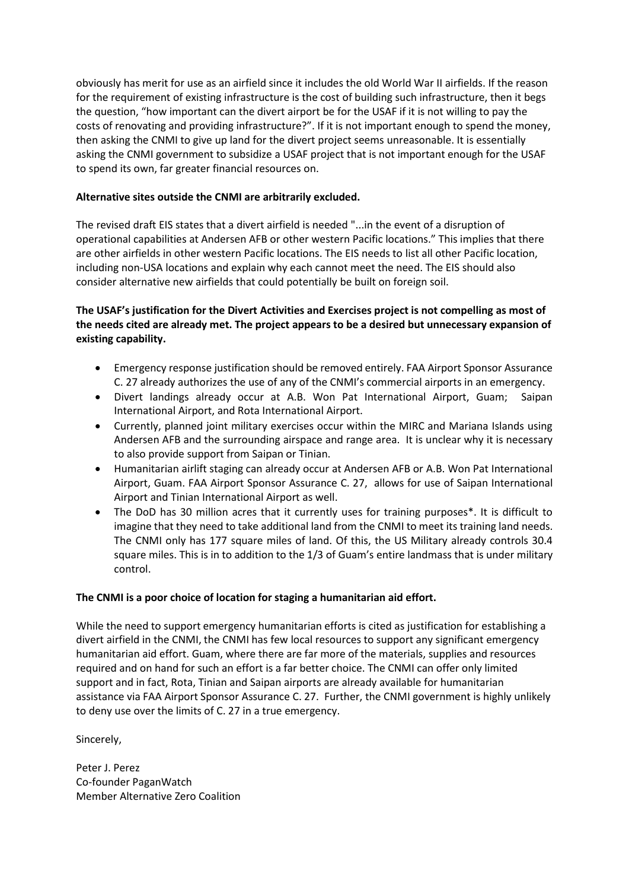obviously has merit for use as an airfield since it includes the old World War II airfields. If the reason for the requirement of existing infrastructure is the cost of building such infrastructure, then it begs the question, "how important can the divert airport be for the USAF if it is not willing to pay the costs of renovating and providing infrastructure?". If it is not important enough to spend the money, then asking the CNMI to give up land for the divert project seems unreasonable. It is essentially asking the CNMI government to subsidize a USAF project that is not important enough for the USAF to spend its own, far greater financial resources on.

**Alternative sites outside the CNMI are arbitrarily excluded.**

The revised draft EIS states that a divert airfield is needed "...in the event of a disruption of operational capabilities at Andersen AFB or other western Pacific locations." This implies that there are other airfields in other western Pacific locations. The EIS needs to list all other Pacific location, including non-USA locations and explain why each cannot meet the need. The EIS should also consider alternative new airfields that could potentially be built on foreign soil.

**The USAF's justification for the Divert Activities and Exercises project is not compelling as most of the needs cited are already met. The project appears to be a desired but unnecessary expansion of existing capability.**

- Emergency response justification should be removed entirely. FAA Airport Sponsor Assurance C. 27 already authorizes the use of any of the CNMI's commercial airports in an emergency.
- Divert landings already occur at A.B. Won Pat International Airport, Guam; Saipan International Airport, and Rota International Airport.
- Currently, planned joint military exercises occur within the MIRC and Mariana Islands using Andersen AFB and the surrounding airspace and range area. It is unclear why it is necessary to also provide support from Saipan or Tinian.
- Humanitarian airlift staging can already occur at Andersen AFB or A.B. Won Pat International Airport, Guam. FAA Airport Sponsor Assurance C. 27, allows for use of Saipan International Airport and Tinian International Airport as well.
- The DoD has 30 million acres that it currently uses for training purposes*. It is difficult to imagine that they need to take additional land from the CNMI to meet its training land needs. The CNMI only has 177 square miles of land. Of this, the US Military already controls 30.4 square miles. This is in to addition to the 1/3 of Guam's entire landmass that is under military control.

**The CNMI is a poor choice of location for staging a humanitarian aid effort.**

While the need to support emergency humanitarian efforts is cited as justification for establishing a divert airfield in the CNMI, the CNMI has few local resources to support any significant emergency humanitarian aid effort. Guam, where there are far more of the materials, supplies and resources required and on hand for such an effort is a far better choice. The CNMI can offer only limited support and in fact, Rota, Tinian and Saipan airports are already available for humanitarian assistance via FAA Airport Sponsor Assurance C. 27. Further, the CNMI government is highly unlikely to deny use over the limits of C. 27 in a true emergency.

Sincerely,

Peter J. Perez
Co-founder PaganWatch
Member Alternative Zero Coalition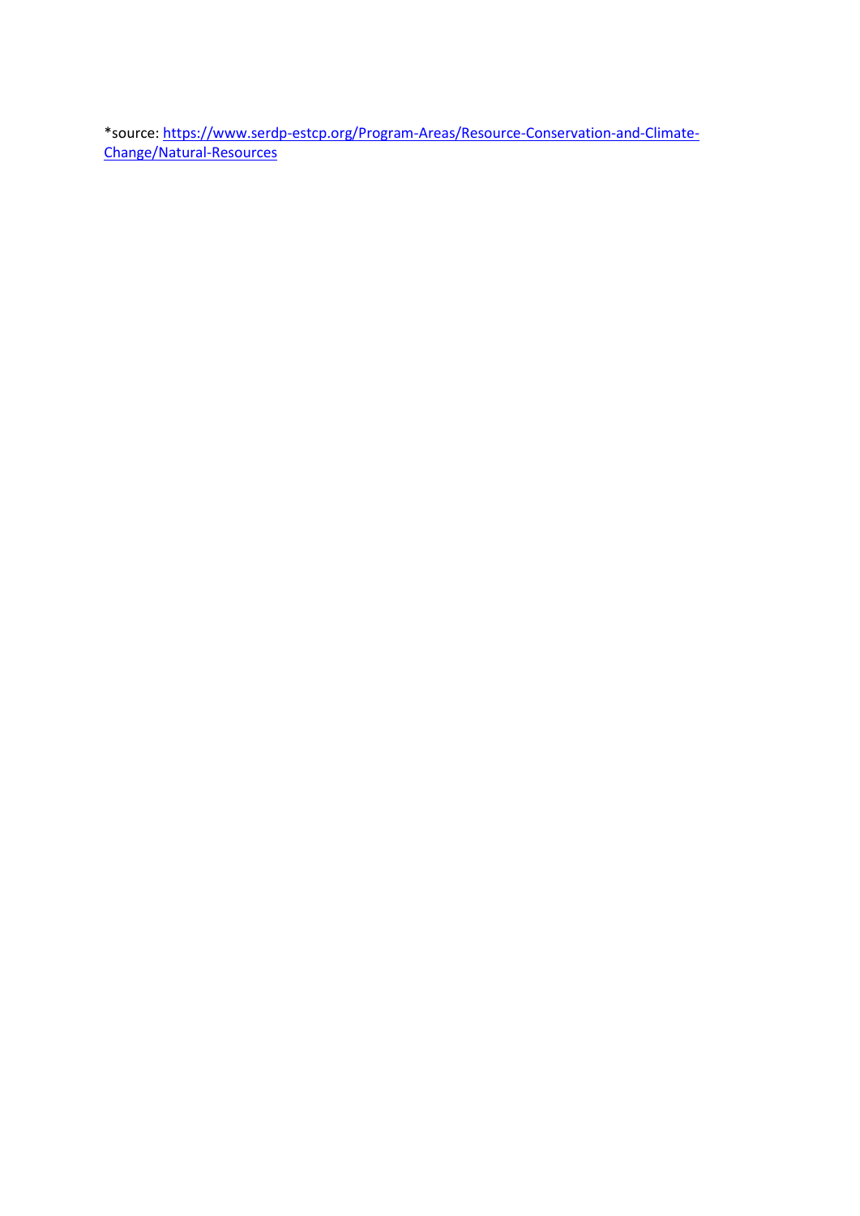*source: [https://www.serdp-estcp.org/Program-Areas/Resource-Conservation-and-Climate-Change/Natural-Resources](https://www.serdp-estcp.org/Program-Areas/Resource-Conservation-and-Climate-Change/Natural-Resources)